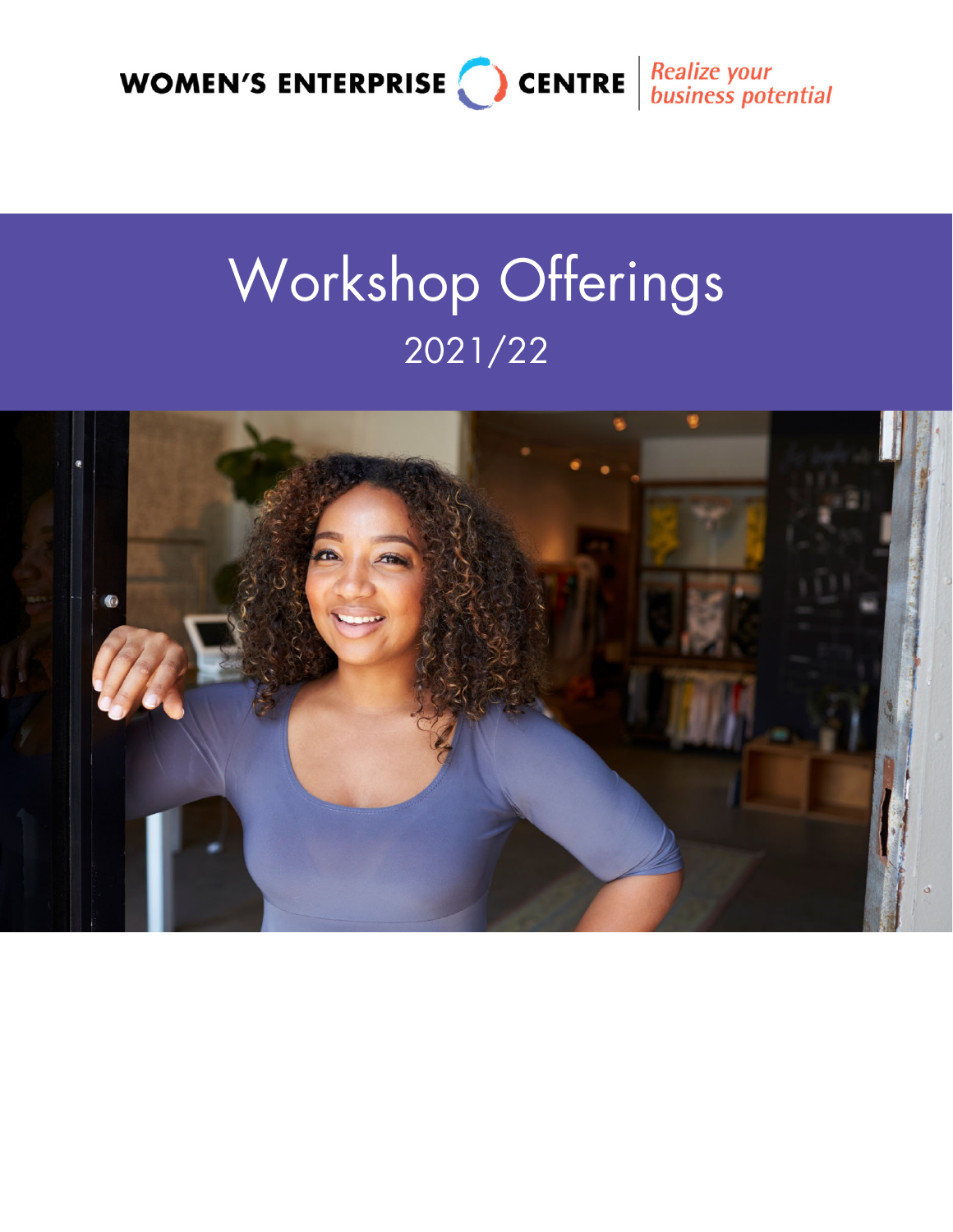WOMEN'S ENTERPRISE CENTRE

*Realize your business potential*

# Workshop Offerings

## 2021/22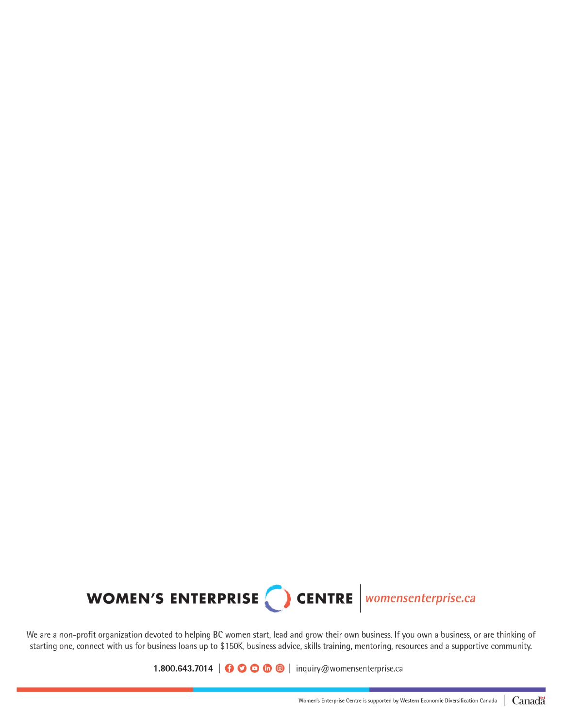**WOMEN'S ENTERPRISE CENTRE** | *womensenterprise.ca*

We are a non-profit organization devoted to helping BC women start, lead and grow their own business. If you own a business, or are thinking of starting one, connect with us for business loans up to $150K, business advice, skills training, mentoring, resources and a supportive community.

1.800.643.7014 | inquiry@womensenterprise.ca

Women's Enterprise Centre is supported by Western Economic Diversification Canada | Canada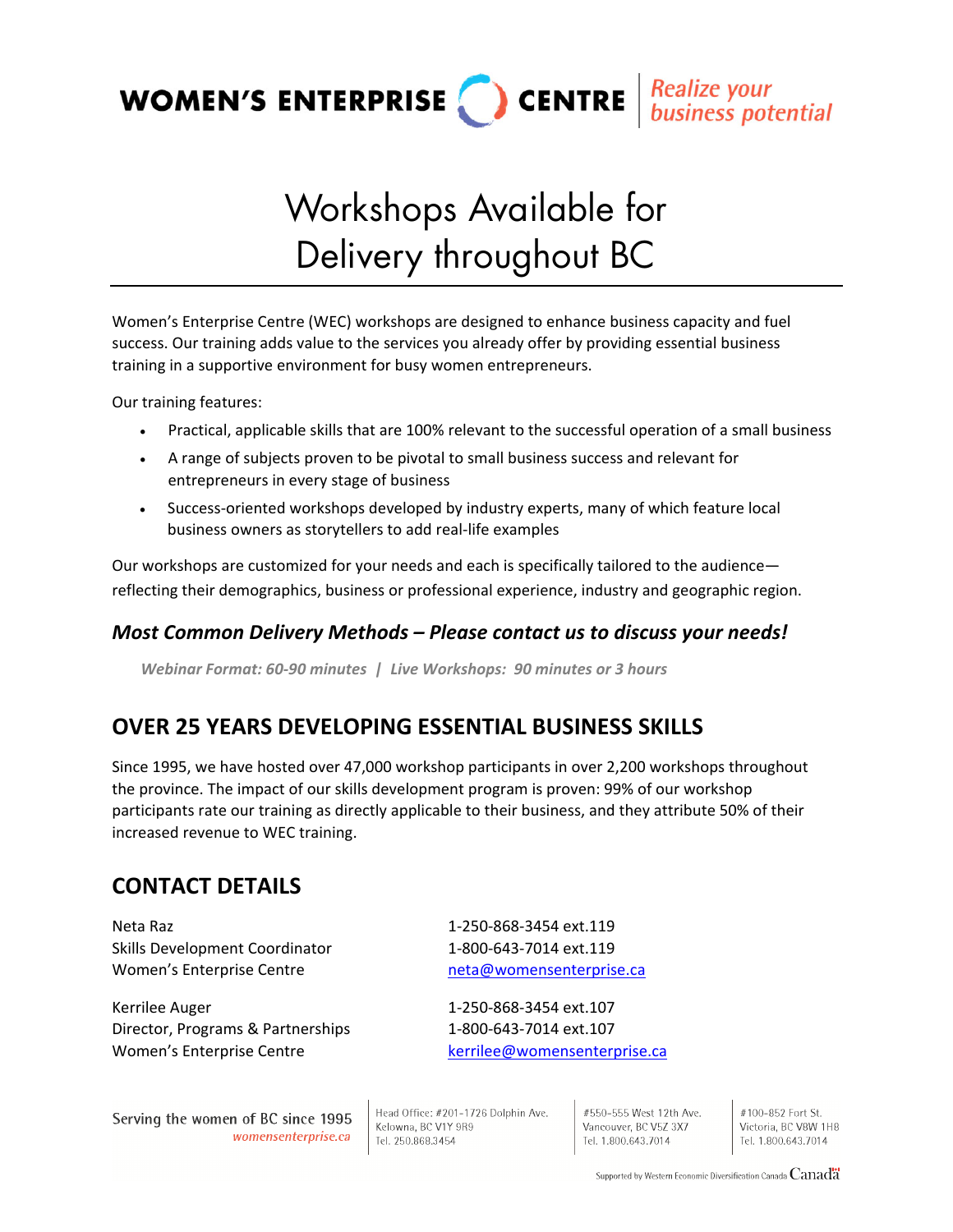WOMEN'S ENTERPRISE CENTRE | *Realize your business potential*

# Workshops Available for Delivery throughout BC

Women's Enterprise Centre (WEC) workshops are designed to enhance business capacity and fuel success. Our training adds value to the services you already offer by providing essential business training in a supportive environment for busy women entrepreneurs.

Our training features:

- Practical, applicable skills that are 100% relevant to the successful operation of a small business
- A range of subjects proven to be pivotal to small business success and relevant for entrepreneurs in every stage of business
- Success-oriented workshops developed by industry experts, many of which feature local business owners as storytellers to add real-life examples

Our workshops are customized for your needs and each is specifically tailored to the audience—reflecting their demographics, business or professional experience, industry and geographic region.

### *Most Common Delivery Methods – Please contact us to discuss your needs!*

***Webinar Format: 60-90 minutes | Live Workshops: 90 minutes or 3 hours***

## OVER 25 YEARS DEVELOPING ESSENTIAL BUSINESS SKILLS

Since 1995, we have hosted over 47,000 workshop participants in over 2,200 workshops throughout the province. The impact of our skills development program is proven: 99% of our workshop participants rate our training as directly applicable to their business, and they attribute 50% of their increased revenue to WEC training.

## CONTACT DETAILS

Neta Raz
Skills Development Coordinator
Women's Enterprise Centre
1-250-868-3454 ext.119
1-800-643-7014 ext.119
neta@womensenterprise.ca

Kerrilee Auger
Director, Programs & Partnerships
Women's Enterprise Centre
1-250-868-3454 ext.107
1-800-643-7014 ext.107
kerrilee@womensenterprise.ca

Serving the women of BC since 1995
womensenterprise.ca

Head Office: #201-1726 Dolphin Ave.
Kelowna, BC V1Y 9R9
Tel. 250.868.3454

#550-555 West 12th Ave.
Vancouver, BC V5Z 3X7
Tel. 1.800.643.7014

#100-852 Fort St.
Victoria, BC V8W 1H8
Tel. 1.800.643.7014

Supported by Western Economic Diversification Canada Canada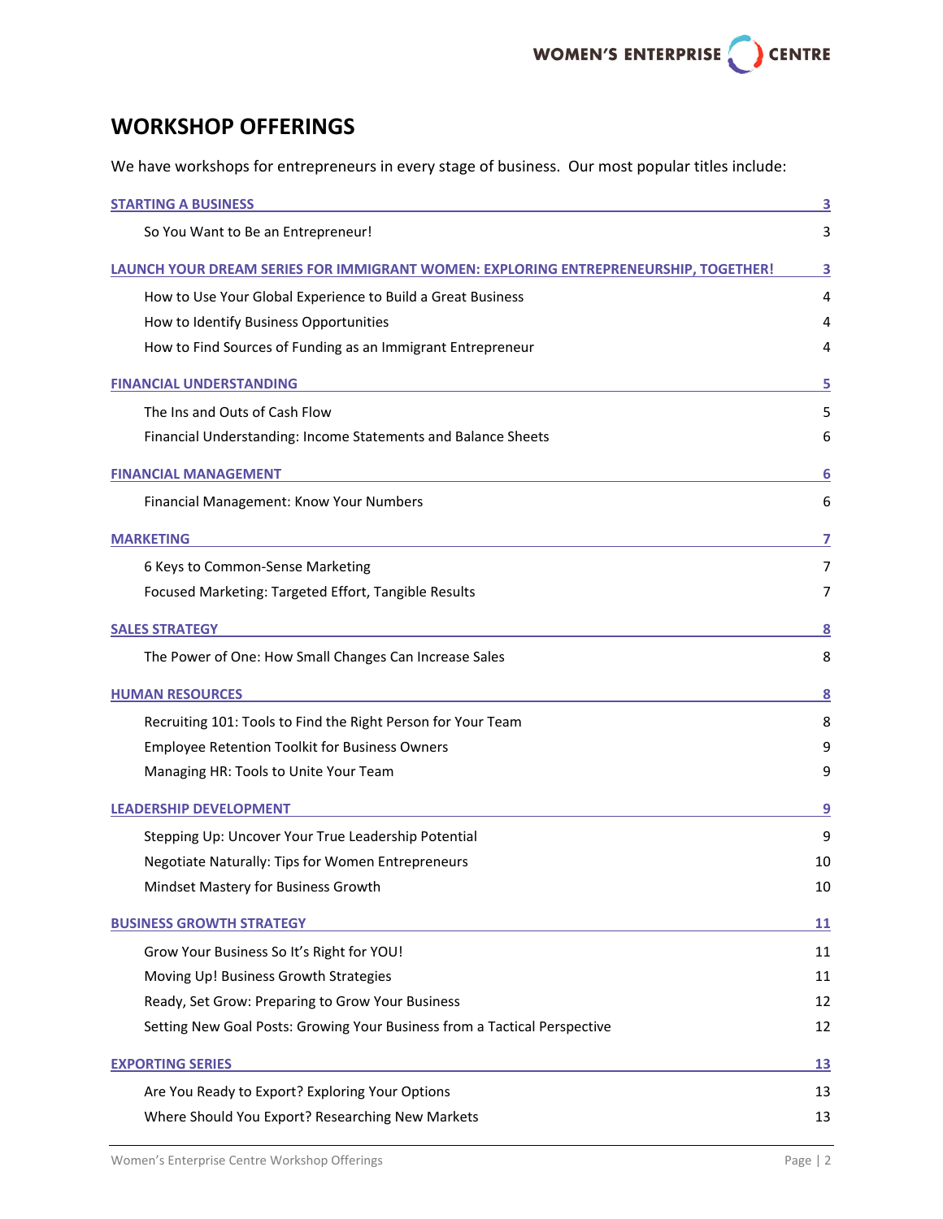# WORKSHOP OFFERINGS

We have workshops for entrepreneurs in every stage of business. Our most popular titles include:

| | |
|---|---|
| **STARTING A BUSINESS** | **3** |
| So You Want to Be an Entrepreneur! | 3 |
| **LAUNCH YOUR DREAM SERIES FOR IMMIGRANT WOMEN: EXPLORING ENTREPRENEURSHIP, TOGETHER!** | **3** |
| How to Use Your Global Experience to Build a Great Business | 4 |
| How to Identify Business Opportunities | 4 |
| How to Find Sources of Funding as an Immigrant Entrepreneur | 4 |
| **FINANCIAL UNDERSTANDING** | **5** |
| The Ins and Outs of Cash Flow | 5 |
| Financial Understanding: Income Statements and Balance Sheets | 6 |
| **FINANCIAL MANAGEMENT** | **6** |
| Financial Management: Know Your Numbers | 6 |
| **MARKETING** | **7** |
| 6 Keys to Common-Sense Marketing | 7 |
| Focused Marketing: Targeted Effort, Tangible Results | 7 |
| **SALES STRATEGY** | **8** |
| The Power of One: How Small Changes Can Increase Sales | 8 |
| **HUMAN RESOURCES** | **8** |
| Recruiting 101: Tools to Find the Right Person for Your Team | 8 |
| Employee Retention Toolkit for Business Owners | 9 |
| Managing HR: Tools to Unite Your Team | 9 |
| **LEADERSHIP DEVELOPMENT** | **9** |
| Stepping Up: Uncover Your True Leadership Potential | 9 |
| Negotiate Naturally: Tips for Women Entrepreneurs | 10 |
| Mindset Mastery for Business Growth | 10 |
| **BUSINESS GROWTH STRATEGY** | **11** |
| Grow Your Business So It's Right for YOU! | 11 |
| Moving Up! Business Growth Strategies | 11 |
| Ready, Set Grow: Preparing to Grow Your Business | 12 |
| Setting New Goal Posts: Growing Your Business from a Tactical Perspective | 12 |
| **EXPORTING SERIES** | **13** |
| Are You Ready to Export? Exploring Your Options | 13 |
| Where Should You Export? Researching New Markets | 13 |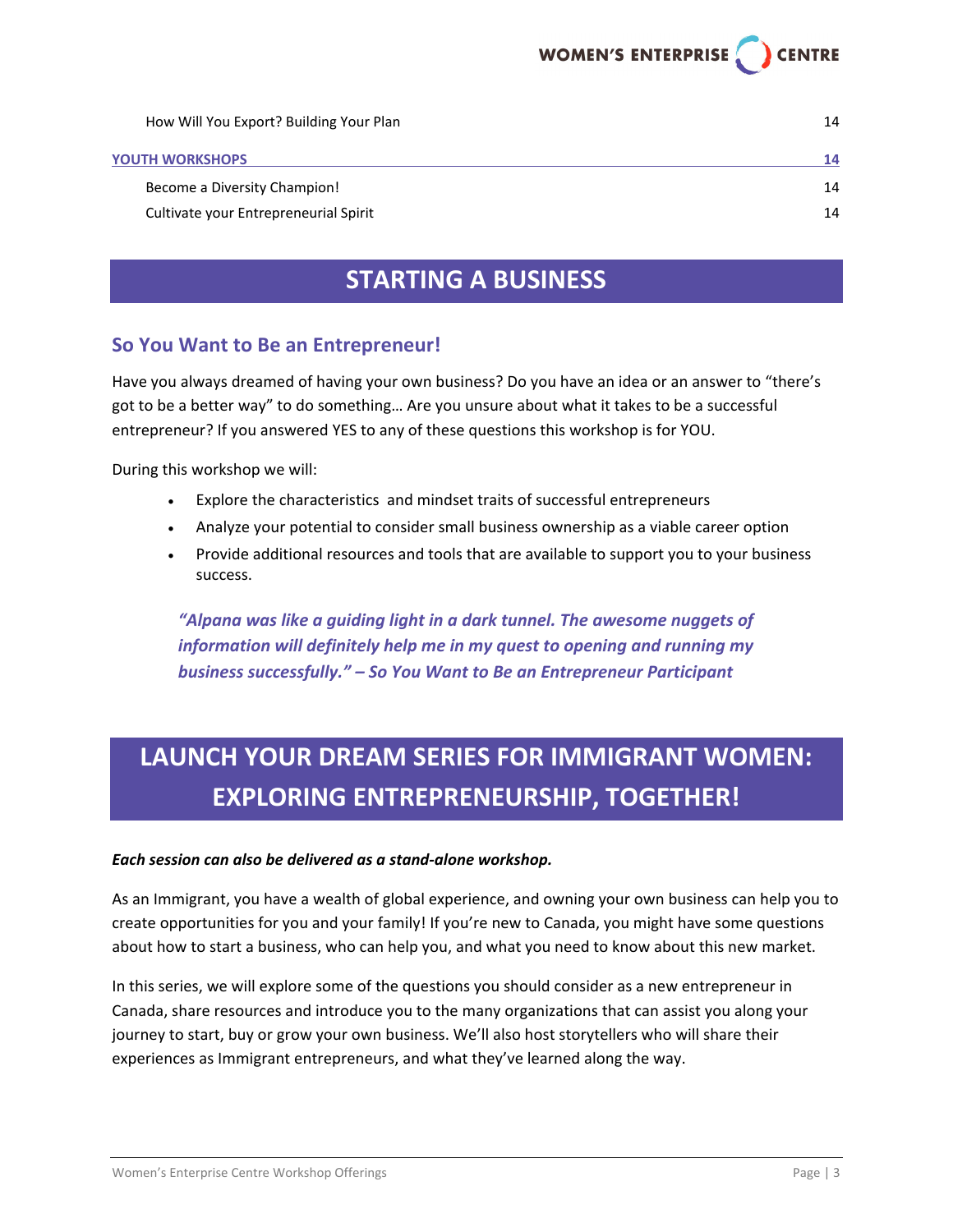How Will You Export? Building Your Plan 14

YOUTH WORKSHOPS 14

Become a Diversity Champion! 14

Cultivate your Entrepreneurial Spirit 14

# STARTING A BUSINESS

## So You Want to Be an Entrepreneur!

Have you always dreamed of having your own business? Do you have an idea or an answer to "there's got to be a better way" to do something… Are you unsure about what it takes to be a successful entrepreneur? If you answered YES to any of these questions this workshop is for YOU.

During this workshop we will:

- Explore the characteristics and mindset traits of successful entrepreneurs
- Analyze your potential to consider small business ownership as a viable career option
- Provide additional resources and tools that are available to support you to your business success.

***"Alpana was like a guiding light in a dark tunnel. The awesome nuggets of information will definitely help me in my quest to opening and running my business successfully." – So You Want to Be an Entrepreneur Participant***

# LAUNCH YOUR DREAM SERIES FOR IMMIGRANT WOMEN: EXPLORING ENTREPRENEURSHIP, TOGETHER!

***Each session can also be delivered as a stand-alone workshop.***

As an Immigrant, you have a wealth of global experience, and owning your own business can help you to create opportunities for you and your family! If you're new to Canada, you might have some questions about how to start a business, who can help you, and what you need to know about this new market.

In this series, we will explore some of the questions you should consider as a new entrepreneur in Canada, share resources and introduce you to the many organizations that can assist you along your journey to start, buy or grow your own business. We'll also host storytellers who will share their experiences as Immigrant entrepreneurs, and what they've learned along the way.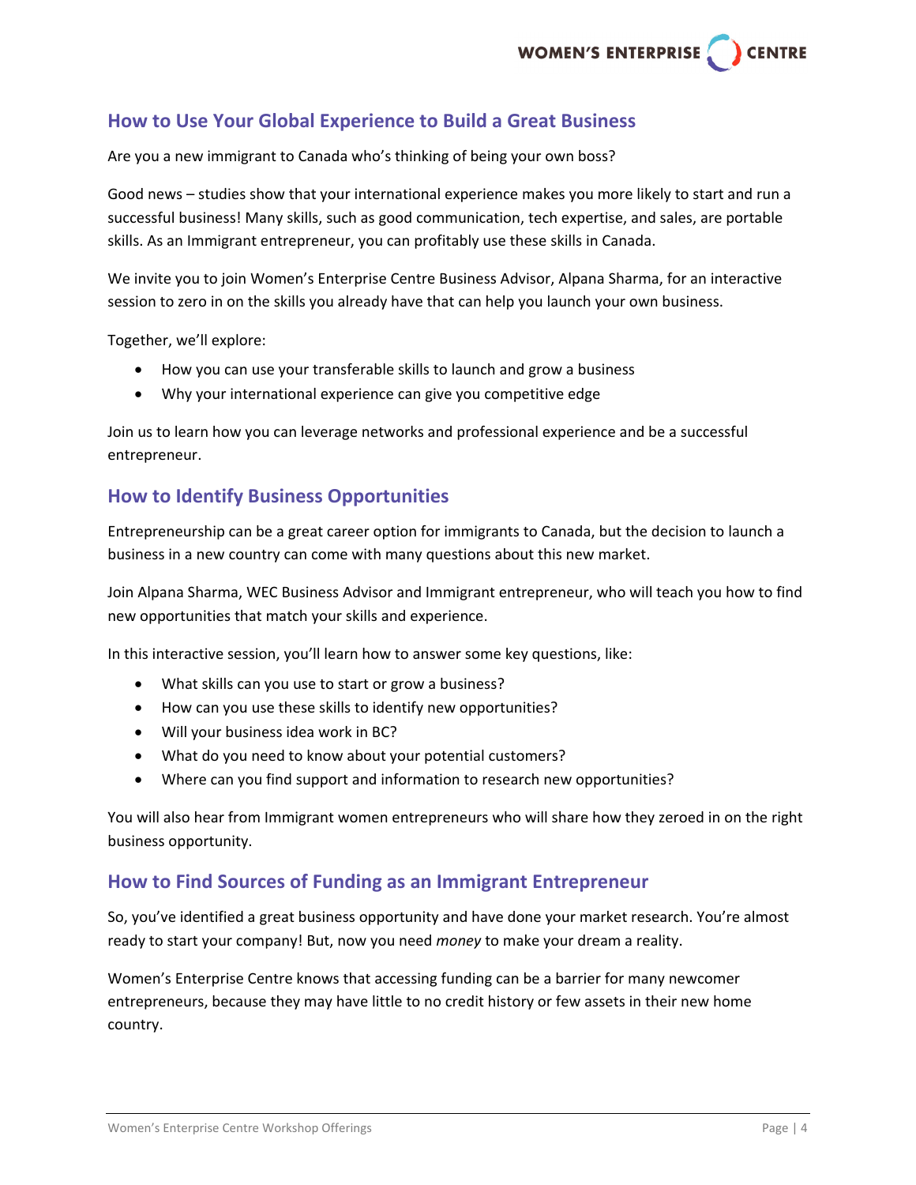## How to Use Your Global Experience to Build a Great Business

Are you a new immigrant to Canada who's thinking of being your own boss?

Good news – studies show that your international experience makes you more likely to start and run a successful business! Many skills, such as good communication, tech expertise, and sales, are portable skills. As an Immigrant entrepreneur, you can profitably use these skills in Canada.

We invite you to join Women's Enterprise Centre Business Advisor, Alpana Sharma, for an interactive session to zero in on the skills you already have that can help you launch your own business.

Together, we'll explore:

- How you can use your transferable skills to launch and grow a business
- Why your international experience can give you competitive edge

Join us to learn how you can leverage networks and professional experience and be a successful entrepreneur.

## How to Identify Business Opportunities

Entrepreneurship can be a great career option for immigrants to Canada, but the decision to launch a business in a new country can come with many questions about this new market.

Join Alpana Sharma, WEC Business Advisor and Immigrant entrepreneur, who will teach you how to find new opportunities that match your skills and experience.

In this interactive session, you'll learn how to answer some key questions, like:

- What skills can you use to start or grow a business?
- How can you use these skills to identify new opportunities?
- Will your business idea work in BC?
- What do you need to know about your potential customers?
- Where can you find support and information to research new opportunities?

You will also hear from Immigrant women entrepreneurs who will share how they zeroed in on the right business opportunity.

## How to Find Sources of Funding as an Immigrant Entrepreneur

So, you've identified a great business opportunity and have done your market research. You're almost ready to start your company! But, now you need *money* to make your dream a reality.

Women's Enterprise Centre knows that accessing funding can be a barrier for many newcomer entrepreneurs, because they may have little to no credit history or few assets in their new home country.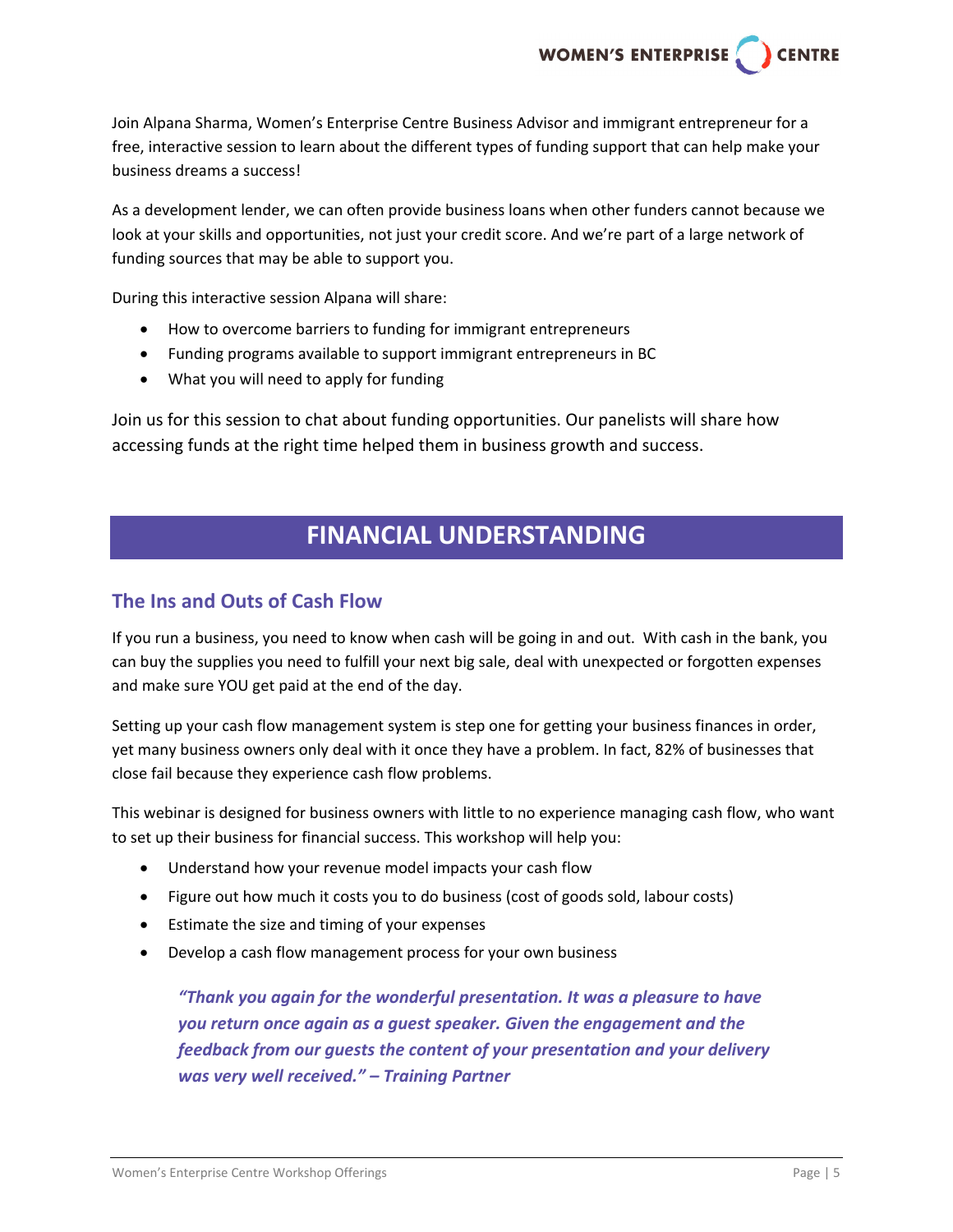Join Alpana Sharma, Women's Enterprise Centre Business Advisor and immigrant entrepreneur for a free, interactive session to learn about the different types of funding support that can help make your business dreams a success!

As a development lender, we can often provide business loans when other funders cannot because we look at your skills and opportunities, not just your credit score. And we're part of a large network of funding sources that may be able to support you.

During this interactive session Alpana will share:

- How to overcome barriers to funding for immigrant entrepreneurs
- Funding programs available to support immigrant entrepreneurs in BC
- What you will need to apply for funding

Join us for this session to chat about funding opportunities. Our panelists will share how accessing funds at the right time helped them in business growth and success.

# FINANCIAL UNDERSTANDING

## The Ins and Outs of Cash Flow

If you run a business, you need to know when cash will be going in and out. With cash in the bank, you can buy the supplies you need to fulfill your next big sale, deal with unexpected or forgotten expenses and make sure YOU get paid at the end of the day.

Setting up your cash flow management system is step one for getting your business finances in order, yet many business owners only deal with it once they have a problem. In fact, 82% of businesses that close fail because they experience cash flow problems.

This webinar is designed for business owners with little to no experience managing cash flow, who want to set up their business for financial success. This workshop will help you:

- Understand how your revenue model impacts your cash flow
- Figure out how much it costs you to do business (cost of goods sold, labour costs)
- Estimate the size and timing of your expenses
- Develop a cash flow management process for your own business

> ***"Thank you again for the wonderful presentation. It was a pleasure to have you return once again as a guest speaker. Given the engagement and the feedback from our guests the content of your presentation and your delivery was very well received." – Training Partner***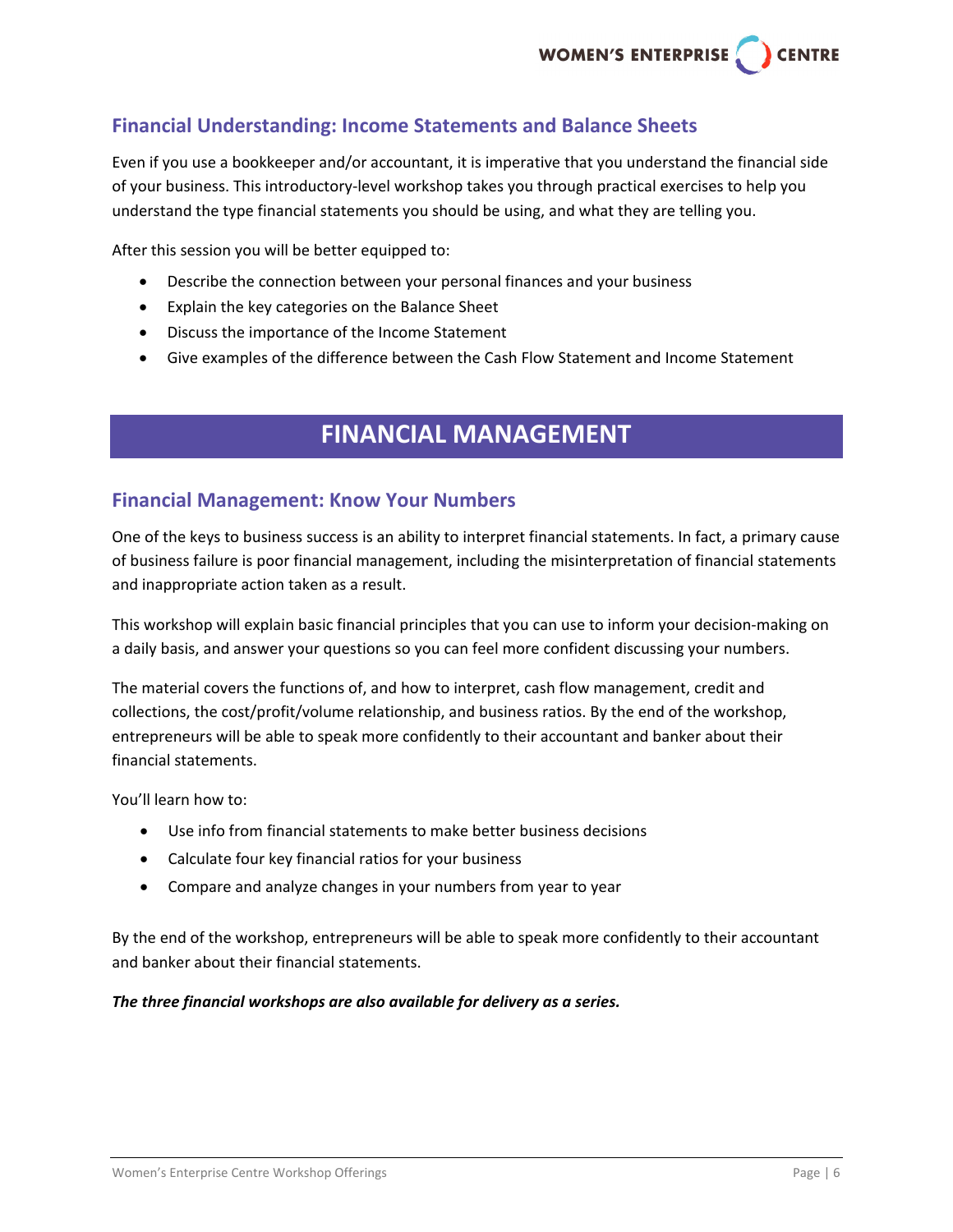## Financial Understanding: Income Statements and Balance Sheets

Even if you use a bookkeeper and/or accountant, it is imperative that you understand the financial side of your business. This introductory-level workshop takes you through practical exercises to help you understand the type financial statements you should be using, and what they are telling you.

After this session you will be better equipped to:

- Describe the connection between your personal finances and your business
- Explain the key categories on the Balance Sheet
- Discuss the importance of the Income Statement
- Give examples of the difference between the Cash Flow Statement and Income Statement

# FINANCIAL MANAGEMENT

## Financial Management: Know Your Numbers

One of the keys to business success is an ability to interpret financial statements. In fact, a primary cause of business failure is poor financial management, including the misinterpretation of financial statements and inappropriate action taken as a result.

This workshop will explain basic financial principles that you can use to inform your decision-making on a daily basis, and answer your questions so you can feel more confident discussing your numbers.

The material covers the functions of, and how to interpret, cash flow management, credit and collections, the cost/profit/volume relationship, and business ratios. By the end of the workshop, entrepreneurs will be able to speak more confidently to their accountant and banker about their financial statements.

You'll learn how to:

- Use info from financial statements to make better business decisions
- Calculate four key financial ratios for your business
- Compare and analyze changes in your numbers from year to year

By the end of the workshop, entrepreneurs will be able to speak more confidently to their accountant and banker about their financial statements.

***The three financial workshops are also available for delivery as a series.***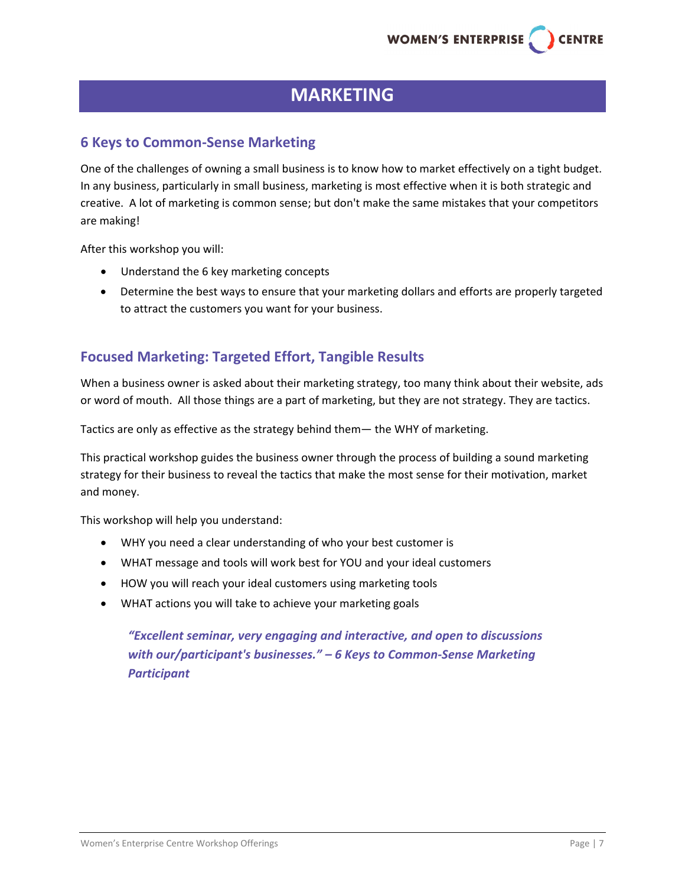# MARKETING

## 6 Keys to Common-Sense Marketing

One of the challenges of owning a small business is to know how to market effectively on a tight budget. In any business, particularly in small business, marketing is most effective when it is both strategic and creative. A lot of marketing is common sense; but don't make the same mistakes that your competitors are making!

After this workshop you will:

- Understand the 6 key marketing concepts
- Determine the best ways to ensure that your marketing dollars and efforts are properly targeted to attract the customers you want for your business.

## Focused Marketing: Targeted Effort, Tangible Results

When a business owner is asked about their marketing strategy, too many think about their website, ads or word of mouth. All those things are a part of marketing, but they are not strategy. They are tactics.

Tactics are only as effective as the strategy behind them— the WHY of marketing.

This practical workshop guides the business owner through the process of building a sound marketing strategy for their business to reveal the tactics that make the most sense for their motivation, market and money.

This workshop will help you understand:

- WHY you need a clear understanding of who your best customer is
- WHAT message and tools will work best for YOU and your ideal customers
- HOW you will reach your ideal customers using marketing tools
- WHAT actions you will take to achieve your marketing goals

> ***"Excellent seminar, very engaging and interactive, and open to discussions with our/participant's businesses." – 6 Keys to Common-Sense Marketing Participant***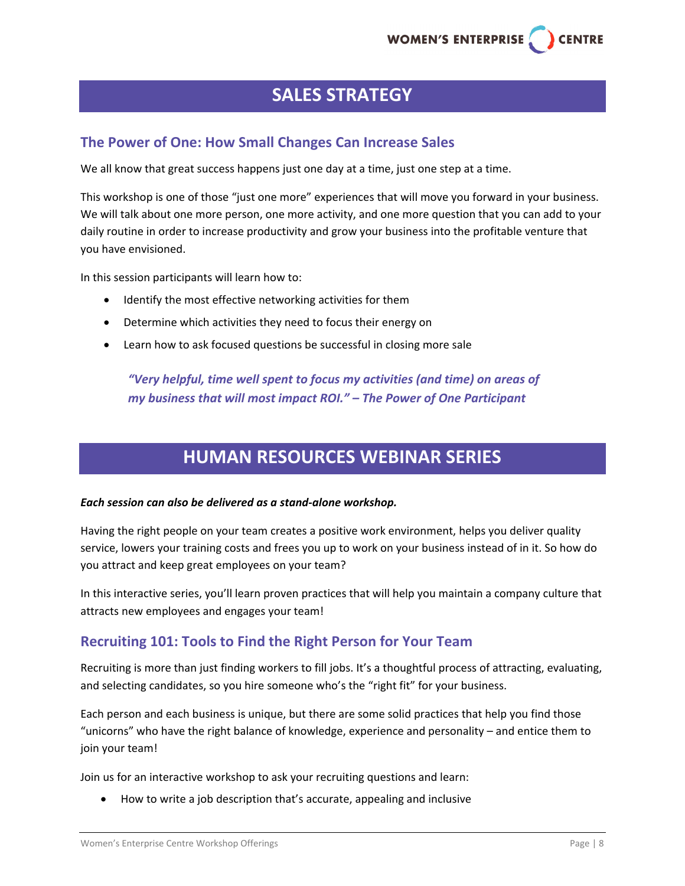# SALES STRATEGY

## The Power of One: How Small Changes Can Increase Sales

We all know that great success happens just one day at a time, just one step at a time.

This workshop is one of those "just one more" experiences that will move you forward in your business. We will talk about one more person, one more activity, and one more question that you can add to your daily routine in order to increase productivity and grow your business into the profitable venture that you have envisioned.

In this session participants will learn how to:

- Identify the most effective networking activities for them
- Determine which activities they need to focus their energy on
- Learn how to ask focused questions be successful in closing more sale

> ***"Very helpful, time well spent to focus my activities (and time) on areas of my business that will most impact ROI." – The Power of One Participant***

# HUMAN RESOURCES WEBINAR SERIES

***Each session can also be delivered as a stand-alone workshop.***

Having the right people on your team creates a positive work environment, helps you deliver quality service, lowers your training costs and frees you up to work on your business instead of in it. So how do you attract and keep great employees on your team?

In this interactive series, you'll learn proven practices that will help you maintain a company culture that attracts new employees and engages your team!

## Recruiting 101: Tools to Find the Right Person for Your Team

Recruiting is more than just finding workers to fill jobs. It's a thoughtful process of attracting, evaluating, and selecting candidates, so you hire someone who's the "right fit" for your business.

Each person and each business is unique, but there are some solid practices that help you find those "unicorns" who have the right balance of knowledge, experience and personality – and entice them to join your team!

Join us for an interactive workshop to ask your recruiting questions and learn:

- How to write a job description that's accurate, appealing and inclusive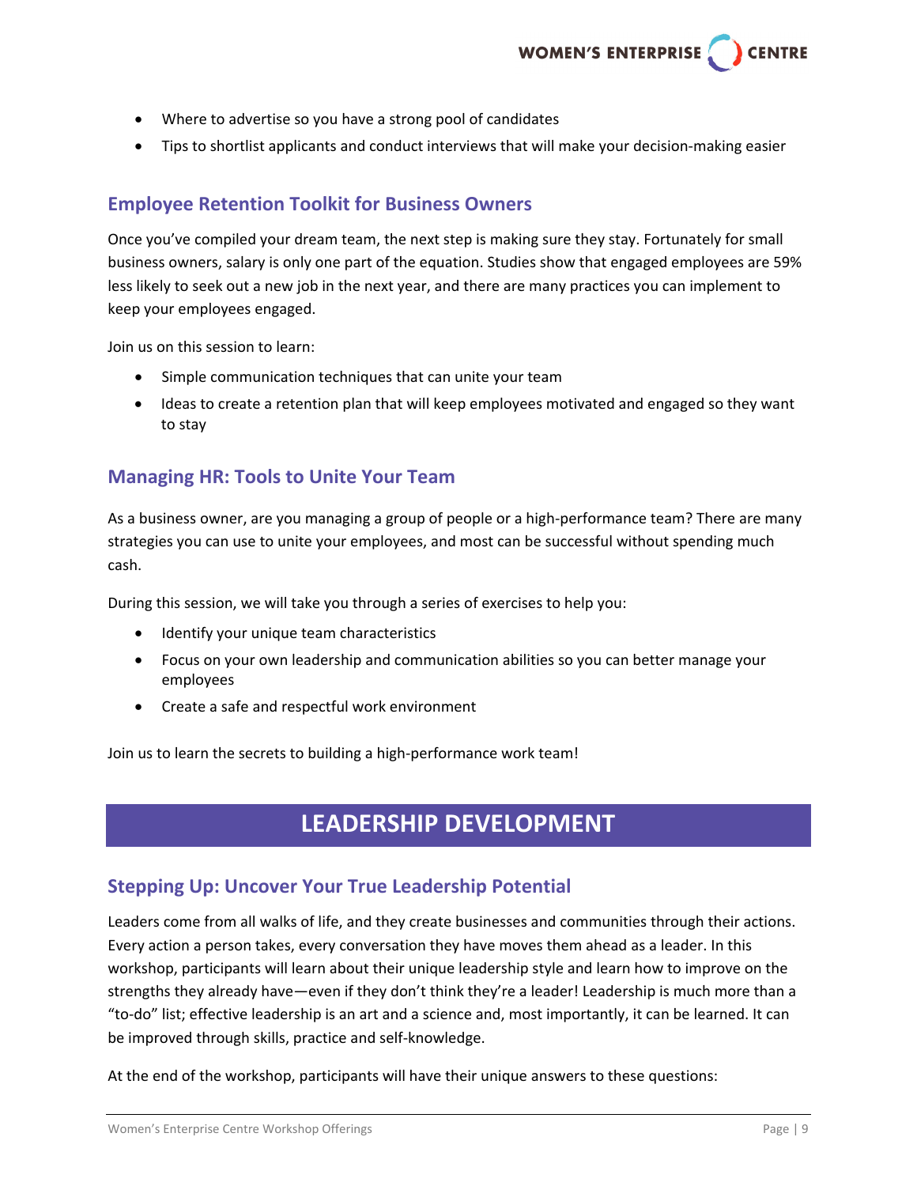- Where to advertise so you have a strong pool of candidates
- Tips to shortlist applicants and conduct interviews that will make your decision-making easier

### Employee Retention Toolkit for Business Owners

Once you've compiled your dream team, the next step is making sure they stay. Fortunately for small business owners, salary is only one part of the equation. Studies show that engaged employees are 59% less likely to seek out a new job in the next year, and there are many practices you can implement to keep your employees engaged.

Join us on this session to learn:

- Simple communication techniques that can unite your team
- Ideas to create a retention plan that will keep employees motivated and engaged so they want to stay

### Managing HR: Tools to Unite Your Team

As a business owner, are you managing a group of people or a high-performance team? There are many strategies you can use to unite your employees, and most can be successful without spending much cash.

During this session, we will take you through a series of exercises to help you:

- Identify your unique team characteristics
- Focus on your own leadership and communication abilities so you can better manage your employees
- Create a safe and respectful work environment

Join us to learn the secrets to building a high-performance work team!

## LEADERSHIP DEVELOPMENT

### Stepping Up: Uncover Your True Leadership Potential

Leaders come from all walks of life, and they create businesses and communities through their actions. Every action a person takes, every conversation they have moves them ahead as a leader. In this workshop, participants will learn about their unique leadership style and learn how to improve on the strengths they already have—even if they don't think they're a leader! Leadership is much more than a "to-do" list; effective leadership is an art and a science and, most importantly, it can be learned. It can be improved through skills, practice and self-knowledge.

At the end of the workshop, participants will have their unique answers to these questions: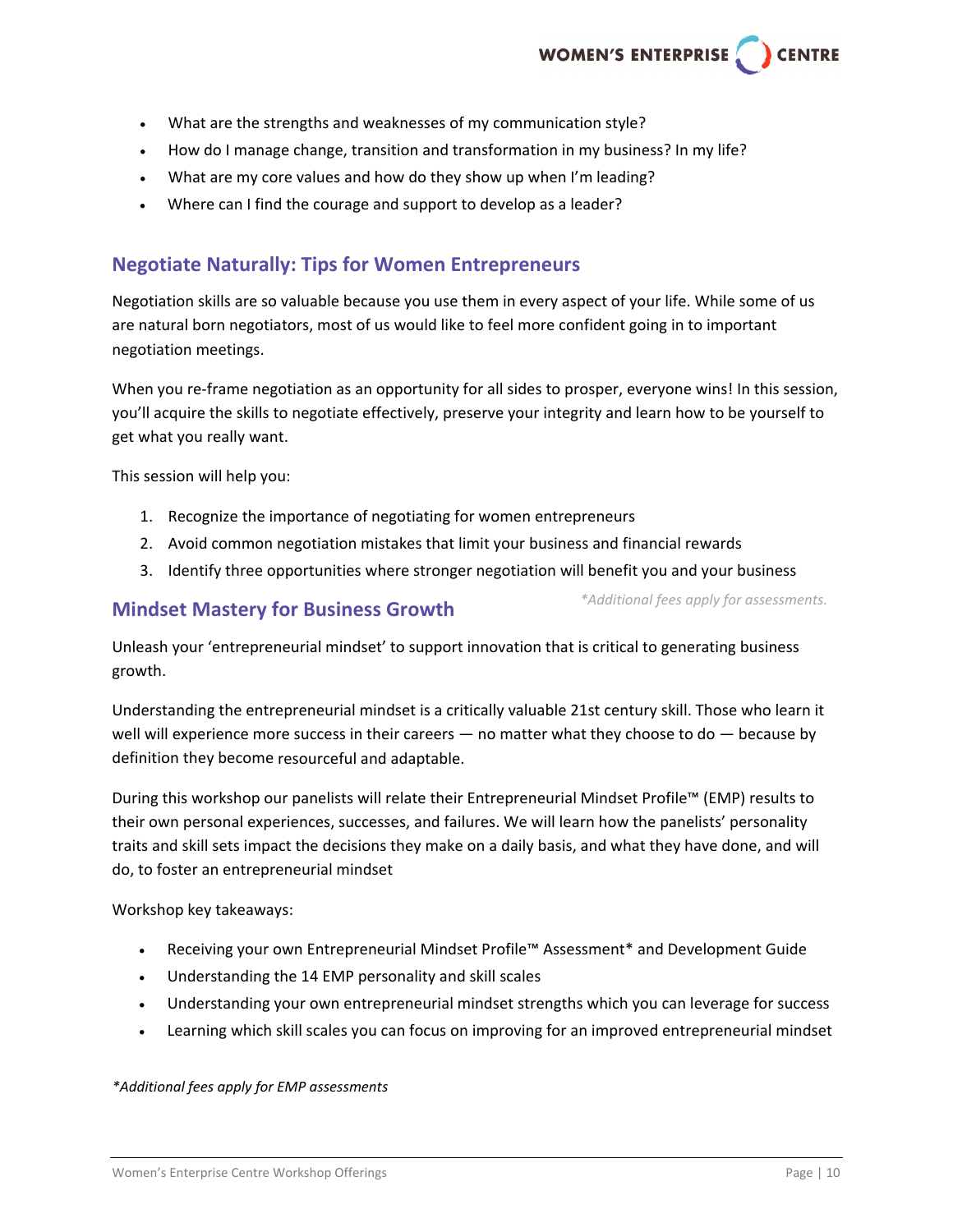- What are the strengths and weaknesses of my communication style?
- How do I manage change, transition and transformation in my business? In my life?
- What are my core values and how do they show up when I'm leading?
- Where can I find the courage and support to develop as a leader?

## Negotiate Naturally: Tips for Women Entrepreneurs

Negotiation skills are so valuable because you use them in every aspect of your life. While some of us are natural born negotiators, most of us would like to feel more confident going in to important negotiation meetings.

When you re-frame negotiation as an opportunity for all sides to prosper, everyone wins! In this session, you'll acquire the skills to negotiate effectively, preserve your integrity and learn how to be yourself to get what you really want.

This session will help you:

1. Recognize the importance of negotiating for women entrepreneurs
2. Avoid common negotiation mistakes that limit your business and financial rewards
3. Identify three opportunities where stronger negotiation will benefit you and your business

*\*Additional fees apply for assessments.*

## Mindset Mastery for Business Growth

Unleash your 'entrepreneurial mindset' to support innovation that is critical to generating business growth.

Understanding the entrepreneurial mindset is a critically valuable 21st century skill. Those who learn it well will experience more success in their careers — no matter what they choose to do — because by definition they become resourceful and adaptable.

During this workshop our panelists will relate their Entrepreneurial Mindset Profile™ (EMP) results to their own personal experiences, successes, and failures. We will learn how the panelists' personality traits and skill sets impact the decisions they make on a daily basis, and what they have done, and will do, to foster an entrepreneurial mindset

Workshop key takeaways:

- Receiving your own Entrepreneurial Mindset Profile™ Assessment* and Development Guide
- Understanding the 14 EMP personality and skill scales
- Understanding your own entrepreneurial mindset strengths which you can leverage for success
- Learning which skill scales you can focus on improving for an improved entrepreneurial mindset

*\*Additional fees apply for EMP assessments*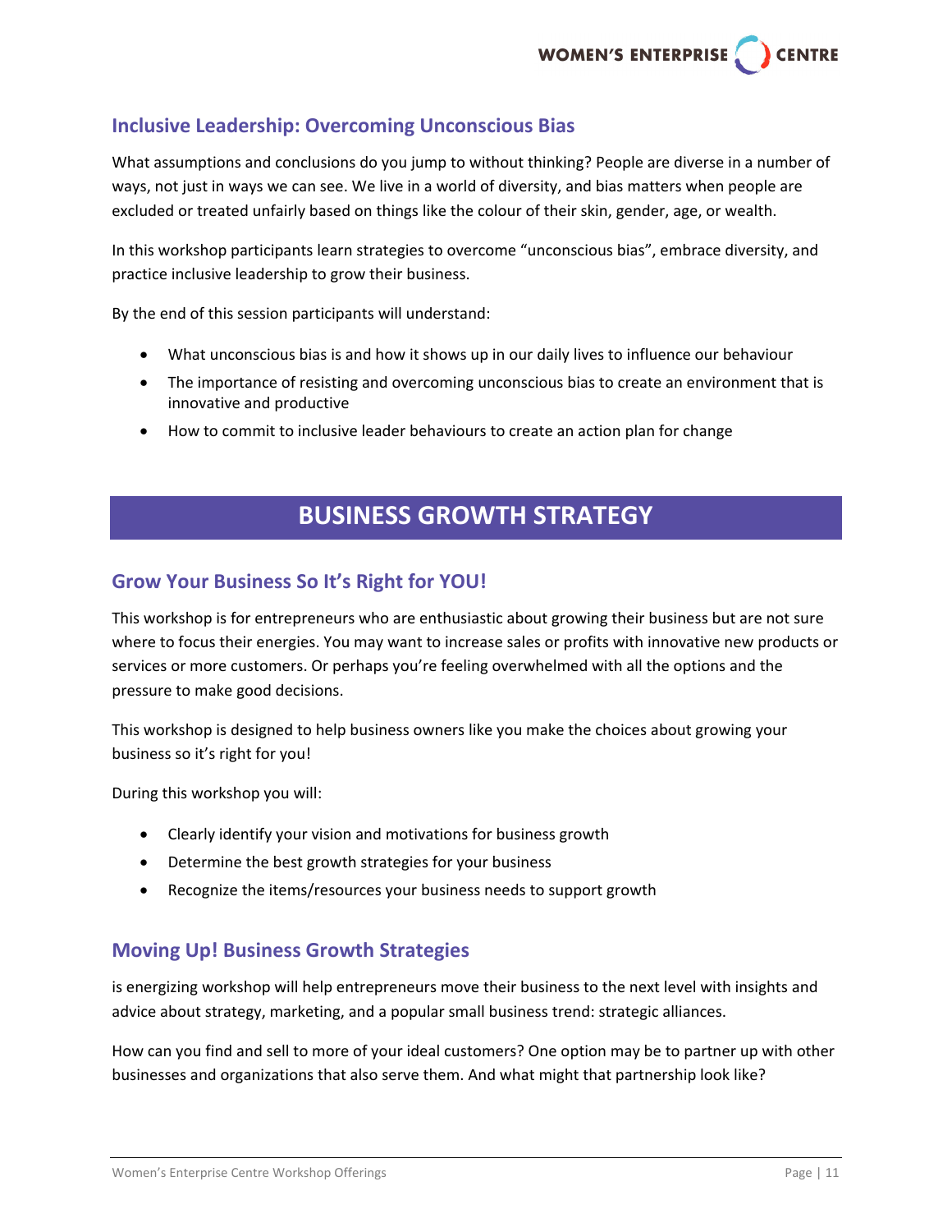## Inclusive Leadership: Overcoming Unconscious Bias

What assumptions and conclusions do you jump to without thinking? People are diverse in a number of ways, not just in ways we can see. We live in a world of diversity, and bias matters when people are excluded or treated unfairly based on things like the colour of their skin, gender, age, or wealth.

In this workshop participants learn strategies to overcome "unconscious bias", embrace diversity, and practice inclusive leadership to grow their business.

By the end of this session participants will understand:

- What unconscious bias is and how it shows up in our daily lives to influence our behaviour
- The importance of resisting and overcoming unconscious bias to create an environment that is innovative and productive
- How to commit to inclusive leader behaviours to create an action plan for change

# BUSINESS GROWTH STRATEGY

## Grow Your Business So It's Right for YOU!

This workshop is for entrepreneurs who are enthusiastic about growing their business but are not sure where to focus their energies. You may want to increase sales or profits with innovative new products or services or more customers. Or perhaps you're feeling overwhelmed with all the options and the pressure to make good decisions.

This workshop is designed to help business owners like you make the choices about growing your business so it's right for you!

During this workshop you will:

- Clearly identify your vision and motivations for business growth
- Determine the best growth strategies for your business
- Recognize the items/resources your business needs to support growth

## Moving Up! Business Growth Strategies

is energizing workshop will help entrepreneurs move their business to the next level with insights and advice about strategy, marketing, and a popular small business trend: strategic alliances.

How can you find and sell to more of your ideal customers? One option may be to partner up with other businesses and organizations that also serve them. And what might that partnership look like?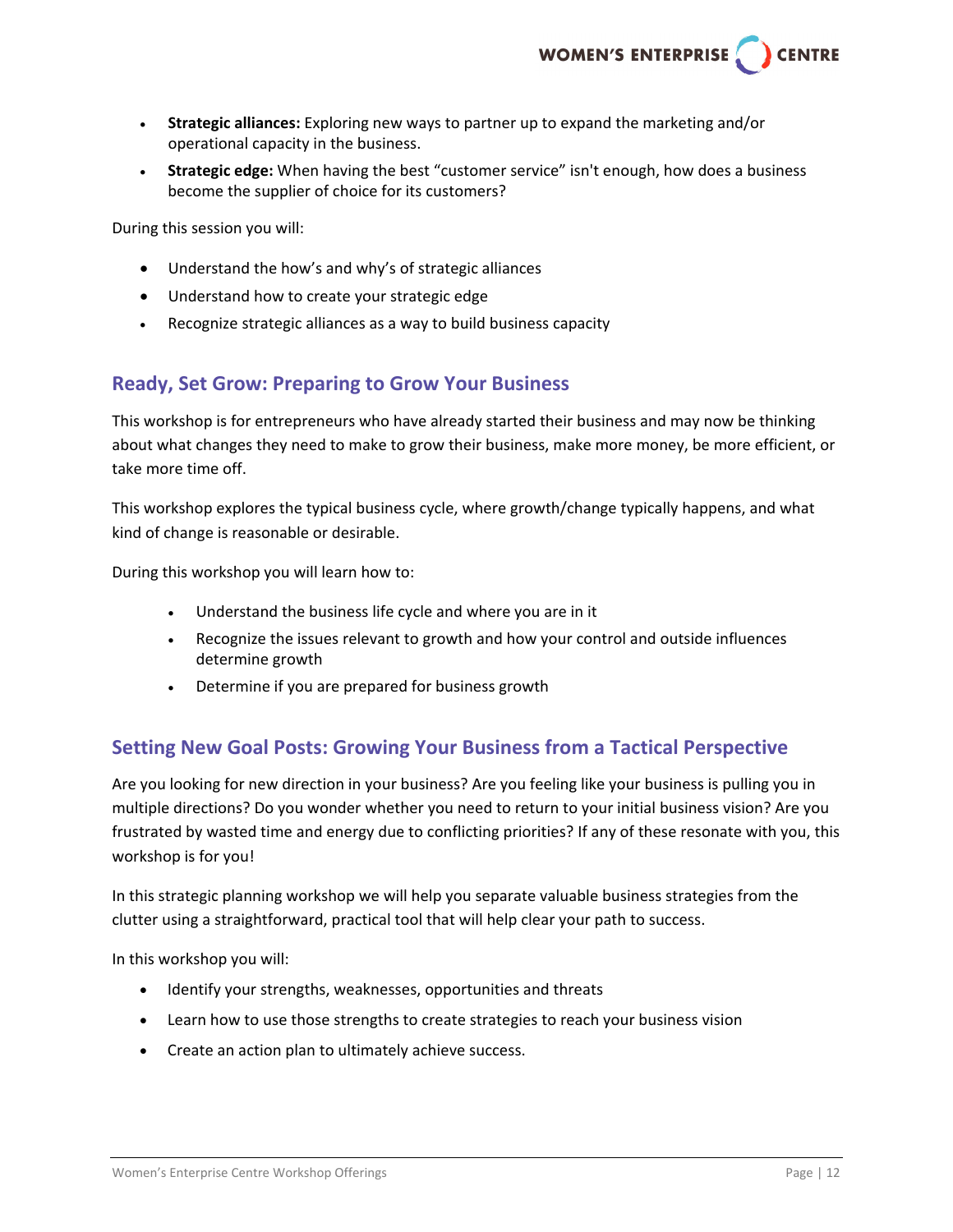- **Strategic alliances:** Exploring new ways to partner up to expand the marketing and/or operational capacity in the business.
- **Strategic edge:** When having the best "customer service" isn't enough, how does a business become the supplier of choice for its customers?

During this session you will:

- Understand the how's and why's of strategic alliances
- Understand how to create your strategic edge
- Recognize strategic alliances as a way to build business capacity

## Ready, Set Grow: Preparing to Grow Your Business

This workshop is for entrepreneurs who have already started their business and may now be thinking about what changes they need to make to grow their business, make more money, be more efficient, or take more time off.

This workshop explores the typical business cycle, where growth/change typically happens, and what kind of change is reasonable or desirable.

During this workshop you will learn how to:

- Understand the business life cycle and where you are in it
- Recognize the issues relevant to growth and how your control and outside influences determine growth
- Determine if you are prepared for business growth

## Setting New Goal Posts: Growing Your Business from a Tactical Perspective

Are you looking for new direction in your business? Are you feeling like your business is pulling you in multiple directions? Do you wonder whether you need to return to your initial business vision? Are you frustrated by wasted time and energy due to conflicting priorities? If any of these resonate with you, this workshop is for you!

In this strategic planning workshop we will help you separate valuable business strategies from the clutter using a straightforward, practical tool that will help clear your path to success.

In this workshop you will:

- Identify your strengths, weaknesses, opportunities and threats
- Learn how to use those strengths to create strategies to reach your business vision
- Create an action plan to ultimately achieve success.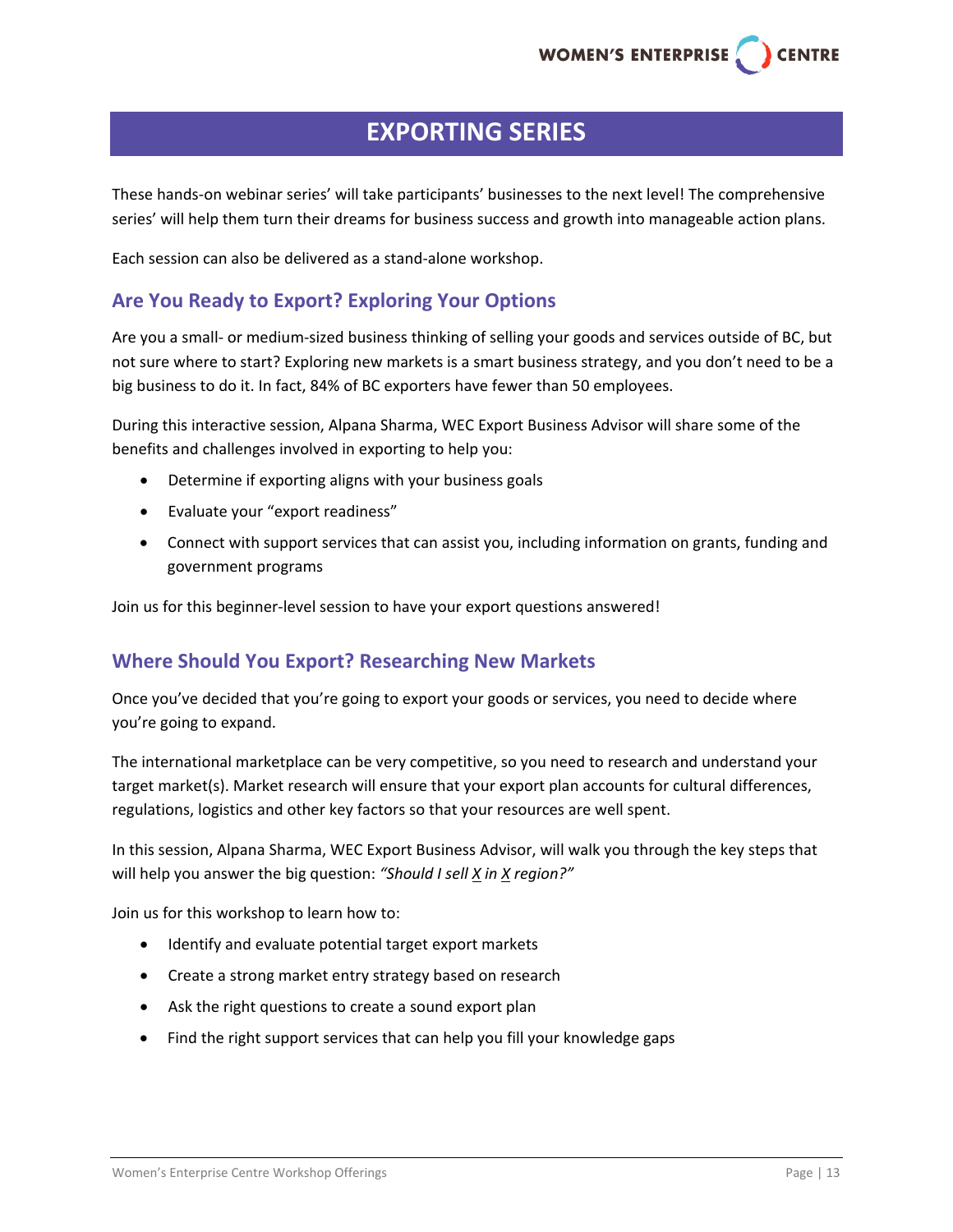# EXPORTING SERIES

These hands-on webinar series' will take participants' businesses to the next level! The comprehensive series' will help them turn their dreams for business success and growth into manageable action plans.

Each session can also be delivered as a stand-alone workshop.

## Are You Ready to Export? Exploring Your Options

Are you a small- or medium-sized business thinking of selling your goods and services outside of BC, but not sure where to start? Exploring new markets is a smart business strategy, and you don't need to be a big business to do it. In fact, 84% of BC exporters have fewer than 50 employees.

During this interactive session, Alpana Sharma, WEC Export Business Advisor will share some of the benefits and challenges involved in exporting to help you:

- Determine if exporting aligns with your business goals
- Evaluate your "export readiness"
- Connect with support services that can assist you, including information on grants, funding and government programs

Join us for this beginner-level session to have your export questions answered!

## Where Should You Export? Researching New Markets

Once you've decided that you're going to export your goods or services, you need to decide where you're going to expand.

The international marketplace can be very competitive, so you need to research and understand your target market(s). Market research will ensure that your export plan accounts for cultural differences, regulations, logistics and other key factors so that your resources are well spent.

In this session, Alpana Sharma, WEC Export Business Advisor, will walk you through the key steps that will help you answer the big question: *"Should I sell X in X region?"*

Join us for this workshop to learn how to:

- Identify and evaluate potential target export markets
- Create a strong market entry strategy based on research
- Ask the right questions to create a sound export plan
- Find the right support services that can help you fill your knowledge gaps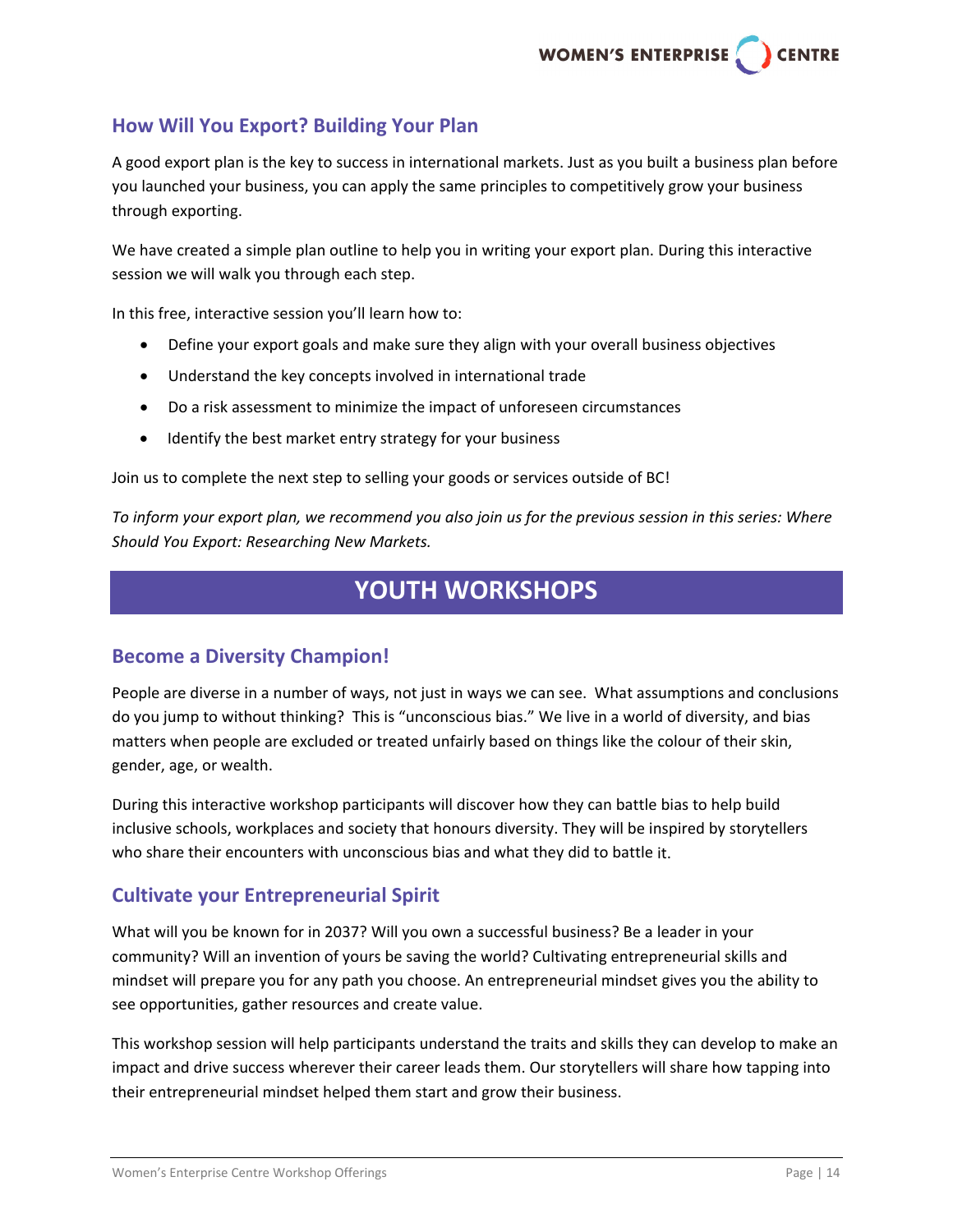## How Will You Export? Building Your Plan

A good export plan is the key to success in international markets. Just as you built a business plan before you launched your business, you can apply the same principles to competitively grow your business through exporting.

We have created a simple plan outline to help you in writing your export plan. During this interactive session we will walk you through each step.

In this free, interactive session you'll learn how to:

- Define your export goals and make sure they align with your overall business objectives
- Understand the key concepts involved in international trade
- Do a risk assessment to minimize the impact of unforeseen circumstances
- Identify the best market entry strategy for your business

Join us to complete the next step to selling your goods or services outside of BC!

*To inform your export plan, we recommend you also join us for the previous session in this series: Where Should You Export: Researching New Markets.*

# YOUTH WORKSHOPS

## Become a Diversity Champion!

People are diverse in a number of ways, not just in ways we can see. What assumptions and conclusions do you jump to without thinking? This is "unconscious bias." We live in a world of diversity, and bias matters when people are excluded or treated unfairly based on things like the colour of their skin, gender, age, or wealth.

During this interactive workshop participants will discover how they can battle bias to help build inclusive schools, workplaces and society that honours diversity. They will be inspired by storytellers who share their encounters with unconscious bias and what they did to battle it.

## Cultivate your Entrepreneurial Spirit

What will you be known for in 2037? Will you own a successful business? Be a leader in your community? Will an invention of yours be saving the world? Cultivating entrepreneurial skills and mindset will prepare you for any path you choose. An entrepreneurial mindset gives you the ability to see opportunities, gather resources and create value.

This workshop session will help participants understand the traits and skills they can develop to make an impact and drive success wherever their career leads them. Our storytellers will share how tapping into their entrepreneurial mindset helped them start and grow their business.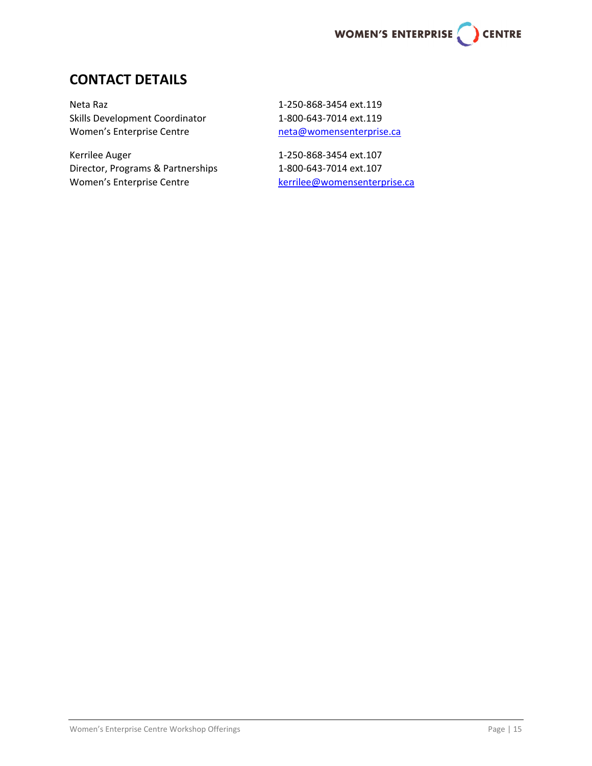## CONTACT DETAILS

Neta Raz
Skills Development Coordinator
Women's Enterprise Centre

1-250-868-3454 ext.119
1-800-643-7014 ext.119
neta@womensenterprise.ca

Kerrilee Auger
Director, Programs & Partnerships
Women's Enterprise Centre

1-250-868-3454 ext.107
1-800-643-7014 ext.107
kerrilee@womensenterprise.ca